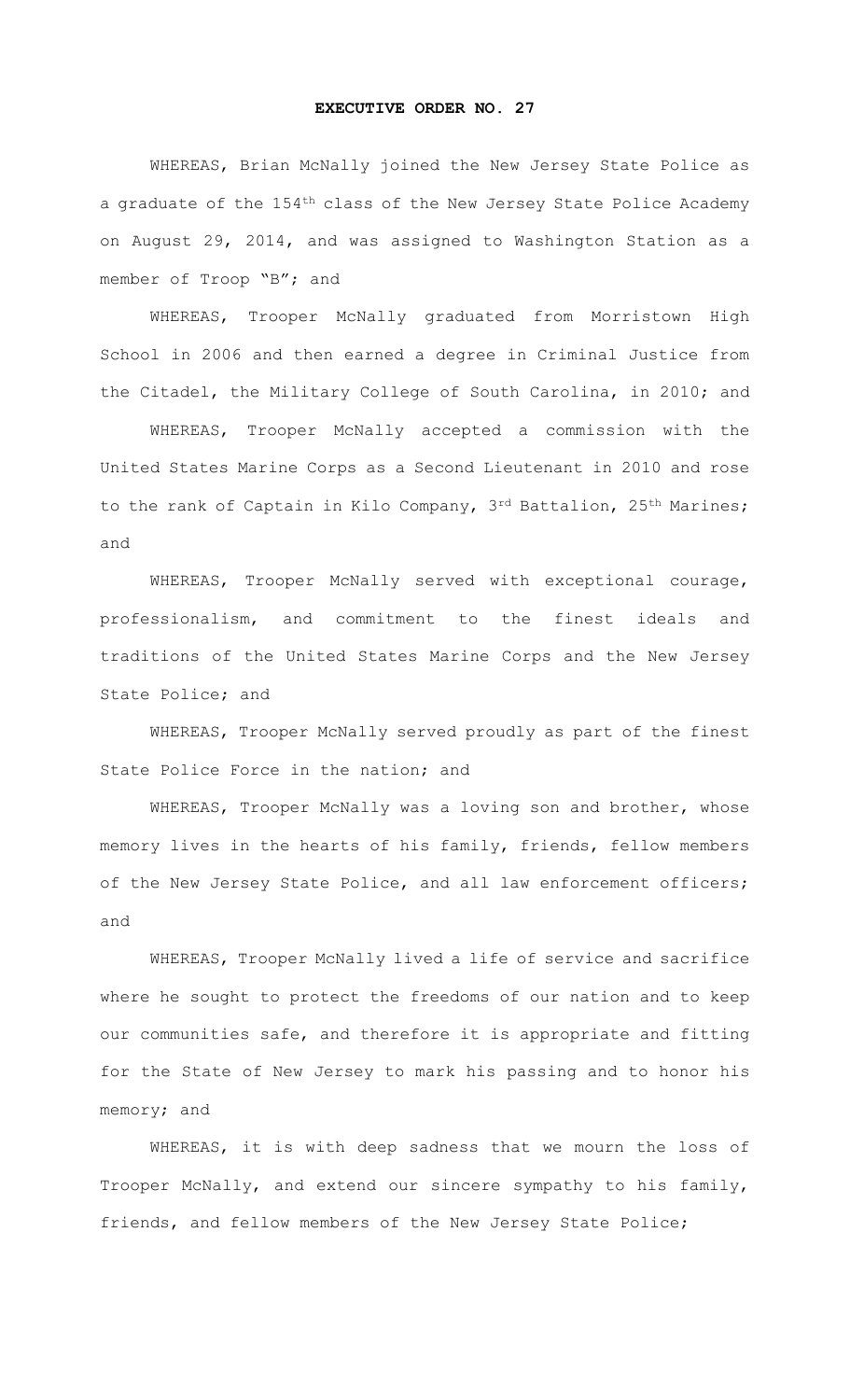# EXECUTIVE ORDER NO. 27

WHEREAS, Brian McNally joined the New Jersey State Police as a graduate of the 154th class of the New Jersey State Police Academy on August 29, 2014, and was assigned to Washington Station as a member of Troop "B"; and

WHEREAS, Trooper McNally graduated from Morristown High School in 2006 and then earned a degree in Criminal Justice from the Citadel, the Military College of South Carolina, in 2010; and

WHEREAS, Trooper McNally accepted a commission with the United States Marine Corps as a Second Lieutenant in 2010 and rose to the rank of Captain in Kilo Company, 3rd Battalion, 25th Marines; and

WHEREAS, Trooper McNally served with exceptional courage, professionalism, and commitment to the finest ideals and traditions of the United States Marine Corps and the New Jersey State Police; and

WHEREAS, Trooper McNally served proudly as part of the finest State Police Force in the nation; and

WHEREAS, Trooper McNally was a loving son and brother, whose memory lives in the hearts of his family, friends, fellow members of the New Jersey State Police, and all law enforcement officers; and

WHEREAS, Trooper McNally lived a life of service and sacrifice where he sought to protect the freedoms of our nation and to keep our communities safe, and therefore it is appropriate and fitting for the State of New Jersey to mark his passing and to honor his memory; and

WHEREAS, it is with deep sadness that we mourn the loss of Trooper McNally, and extend our sincere sympathy to his family, friends, and fellow members of the New Jersey State Police;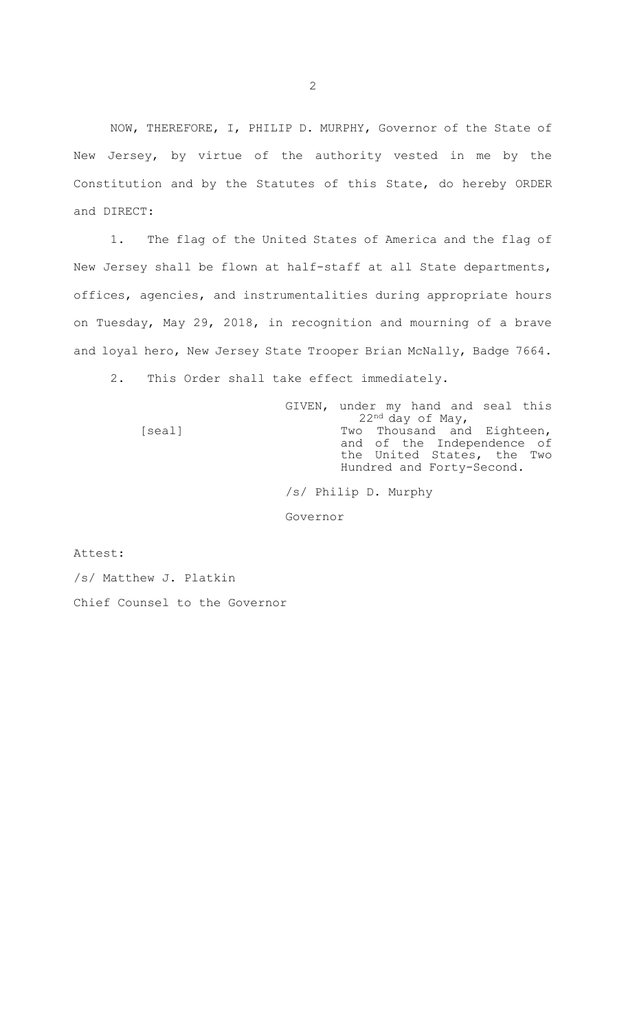NOW, THEREFORE, I, PHILIP D. MURPHY, Governor of the State of New Jersey, by virtue of the authority vested in me by the Constitution and by the Statutes of this State, do hereby ORDER and DIRECT:

1. The flag of the United States of America and the flag of New Jersey shall be flown at half-staff at all State departments, offices, agencies, and instrumentalities during appropriate hours on Tuesday, May 29, 2018, in recognition and mourning of a brave and loyal hero, New Jersey State Trooper Brian McNally, Badge 7664.

2. This Order shall take effect immediately.

[seal]

GIVEN, under my hand and seal this 22nd day of May, Two Thousand and Eighteen, and of the Independence of the United States, the Two Hundred and Forty-Second.

/s/ Philip D. Murphy

Governor

Attest:

/s/ Matthew J. Platkin

Chief Counsel to the Governor